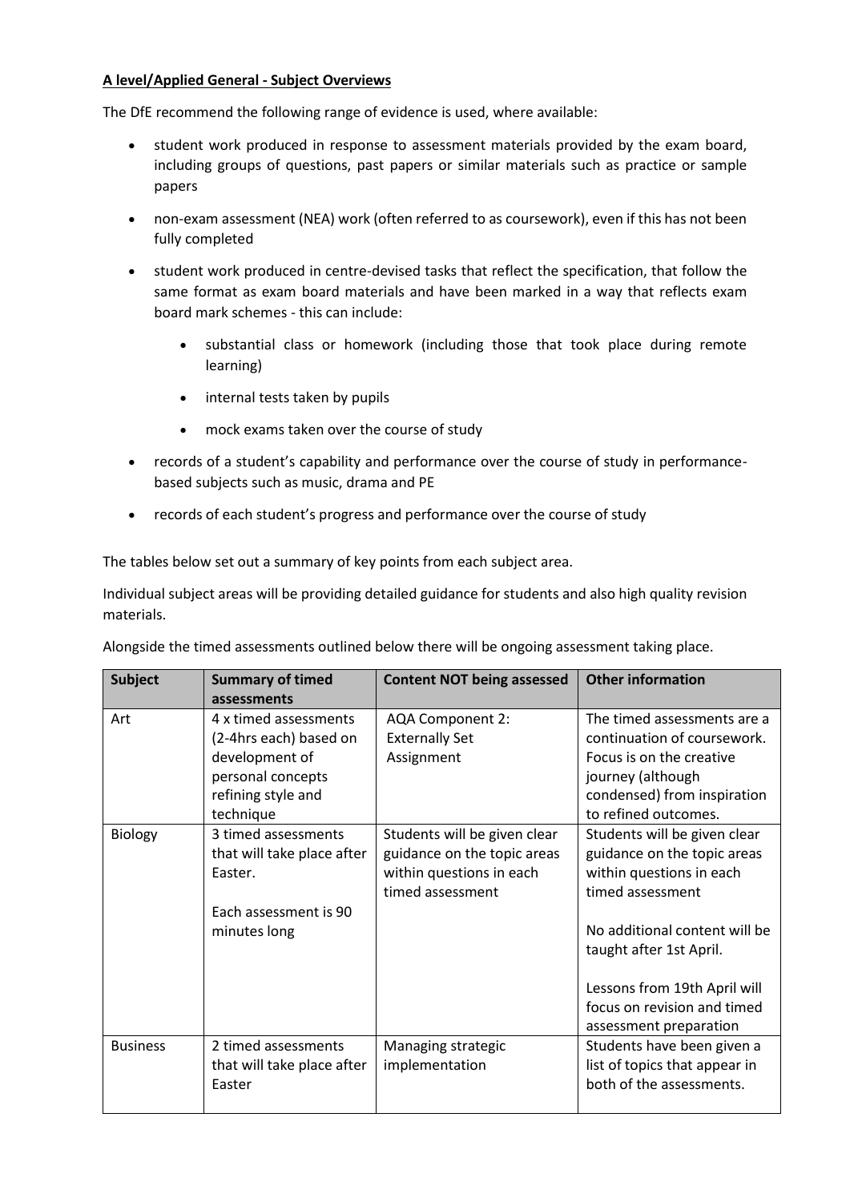**A level/Applied General - Subject Overviews**

The DfE recommend the following range of evidence is used, where available:

- student work produced in response to assessment materials provided by the exam board, including groups of questions, past papers or similar materials such as practice or sample papers
- non-exam assessment (NEA) work (often referred to as coursework), even if this has not been fully completed
- student work produced in centre-devised tasks that reflect the specification, that follow the same format as exam board materials and have been marked in a way that reflects exam board mark schemes - this can include:
  - substantial class or homework (including those that took place during remote learning)
  - internal tests taken by pupils
  - mock exams taken over the course of study
- records of a student's capability and performance over the course of study in performance-based subjects such as music, drama and PE
- records of each student's progress and performance over the course of study

The tables below set out a summary of key points from each subject area.

Individual subject areas will be providing detailed guidance for students and also high quality revision materials.

Alongside the timed assessments outlined below there will be ongoing assessment taking place.

| Subject | Summary of timed assessments | Content NOT being assessed | Other information |
|---|---|---|---|
| Art | 4 x timed assessments (2-4hrs each) based on development of personal concepts refining style and technique | AQA Component 2: Externally Set Assignment | The timed assessments are a continuation of coursework. Focus is on the creative journey (although condensed) from inspiration to refined outcomes. |
| Biology | 3 timed assessments that will take place after Easter.<br><br>Each assessment is 90 minutes long | Students will be given clear guidance on the topic areas within questions in each timed assessment | Students will be given clear guidance on the topic areas within questions in each timed assessment<br><br>No additional content will be taught after 1st April.<br><br>Lessons from 19th April will focus on revision and timed assessment preparation |
| Business | 2 timed assessments that will take place after Easter | Managing strategic implementation | Students have been given a list of topics that appear in both of the assessments. |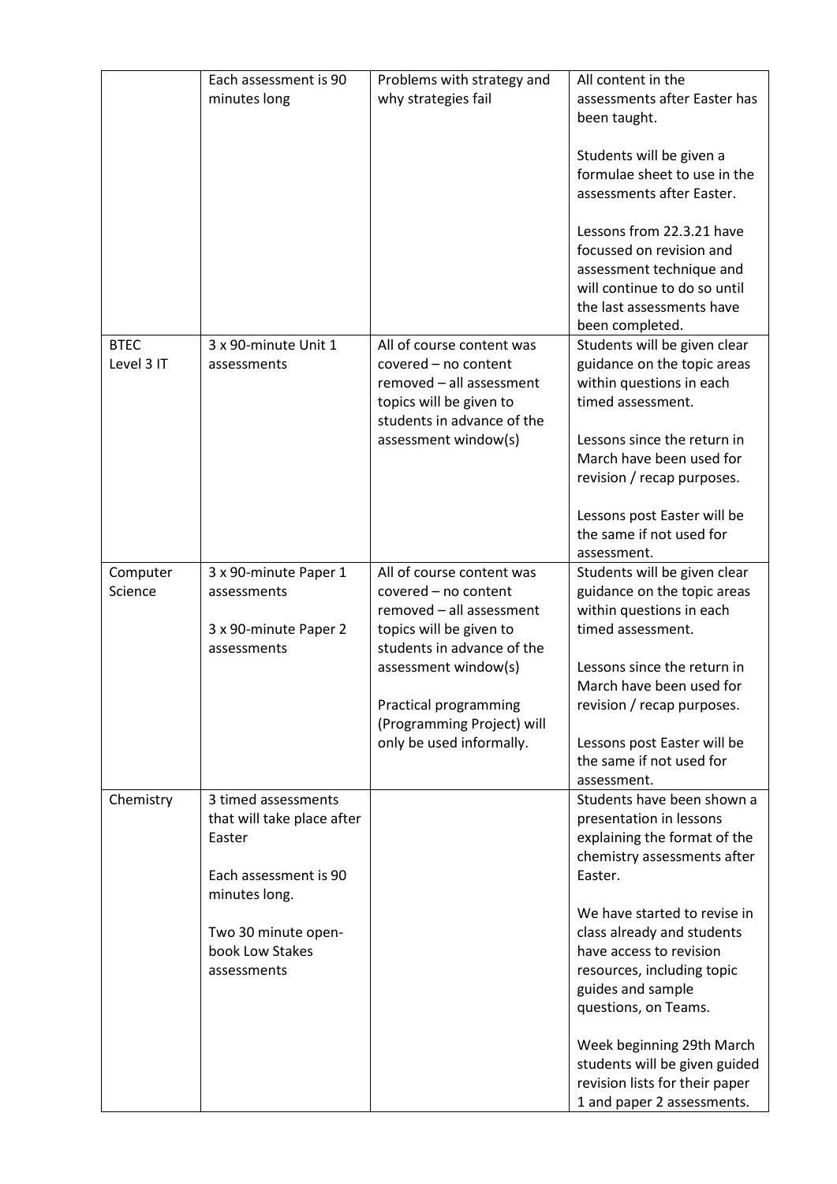| | | | |
|---|---|---|---|
| | Each assessment is 90 minutes long | Problems with strategy and why strategies fail | All content in the assessments after Easter has been taught.<br><br>Students will be given a formulae sheet to use in the assessments after Easter.<br><br>Lessons from 22.3.21 have focussed on revision and assessment technique and will continue to do so until the last assessments have been completed. |
| BTEC Level 3 IT | 3 x 90-minute Unit 1 assessments | All of course content was covered – no content removed – all assessment topics will be given to students in advance of the assessment window(s) | Students will be given clear guidance on the topic areas within questions in each timed assessment.<br><br>Lessons since the return in March have been used for revision / recap purposes.<br><br>Lessons post Easter will be the same if not used for assessment. |
| Computer Science | 3 x 90-minute Paper 1 assessments<br><br>3 x 90-minute Paper 2 assessments | All of course content was covered – no content removed – all assessment topics will be given to students in advance of the assessment window(s)<br><br>Practical programming (Programming Project) will only be used informally. | Students will be given clear guidance on the topic areas within questions in each timed assessment.<br><br>Lessons since the return in March have been used for revision / recap purposes.<br><br>Lessons post Easter will be the same if not used for assessment. |
| Chemistry | 3 timed assessments that will take place after Easter<br><br>Each assessment is 90 minutes long.<br><br>Two 30 minute open-book Low Stakes assessments | | Students have been shown a presentation in lessons explaining the format of the chemistry assessments after Easter.<br><br>We have started to revise in class already and students have access to revision resources, including topic guides and sample questions, on Teams.<br><br>Week beginning 29th March students will be given guided revision lists for their paper 1 and paper 2 assessments. |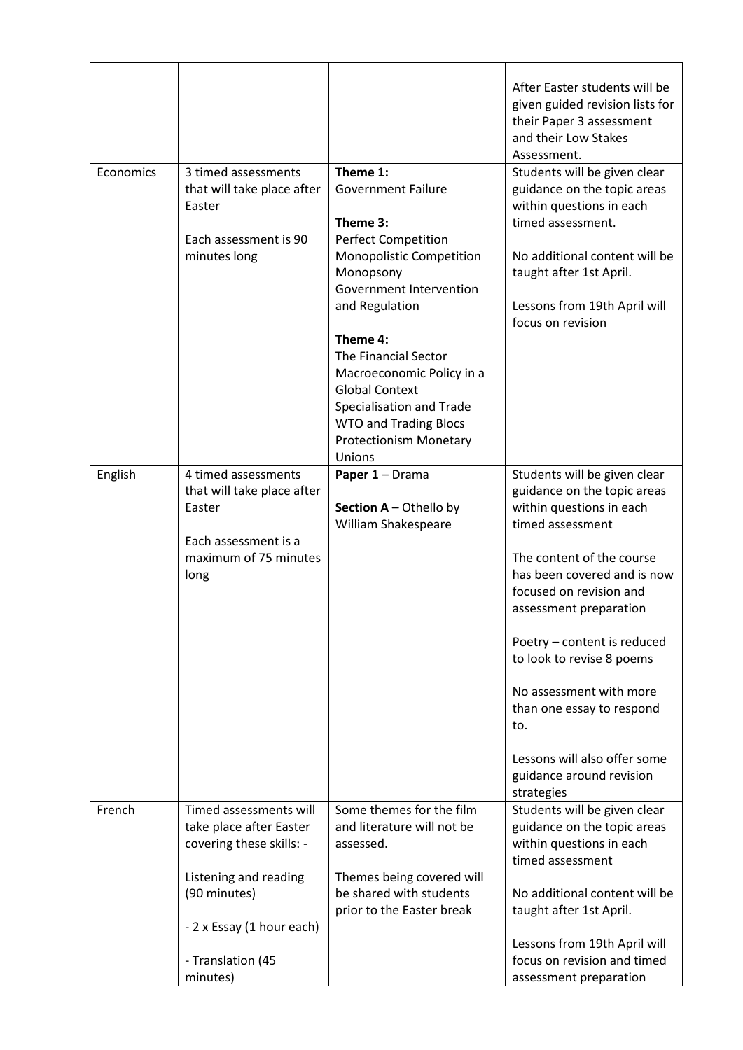| | | | |
|---|---|---|---|
| | | | After Easter students will be given guided revision lists for their Paper 3 assessment and their Low Stakes Assessment. |
| Economics | 3 timed assessments that will take place after Easter<br><br>Each assessment is 90 minutes long | **Theme 1:**<br>Government Failure<br><br>**Theme 3:**<br>Perfect Competition<br>Monopolistic Competition<br>Monopsony<br>Government Intervention and Regulation<br><br>**Theme 4:**<br>The Financial Sector<br>Macroeconomic Policy in a Global Context<br>Specialisation and Trade<br>WTO and Trading Blocs<br>Protectionism Monetary Unions | Students will be given clear guidance on the topic areas within questions in each timed assessment.<br><br>No additional content will be taught after 1st April.<br><br>Lessons from 19th April will focus on revision |
| English | 4 timed assessments that will take place after Easter<br><br>Each assessment is a maximum of 75 minutes long | **Paper 1** – Drama<br><br>**Section A** – Othello by William Shakespeare | Students will be given clear guidance on the topic areas within questions in each timed assessment<br><br>The content of the course has been covered and is now focused on revision and assessment preparation<br><br>Poetry – content is reduced to look to revise 8 poems<br><br>No assessment with more than one essay to respond to.<br><br>Lessons will also offer some guidance around revision strategies |
| French | Timed assessments will take place after Easter covering these skills: -<br><br>Listening and reading (90 minutes)<br><br>- 2 x Essay (1 hour each)<br><br>- Translation (45 minutes) | Some themes for the film and literature will not be assessed.<br><br>Themes being covered will be shared with students prior to the Easter break | Students will be given clear guidance on the topic areas within questions in each timed assessment<br><br>No additional content will be taught after 1st April.<br><br>Lessons from 19th April will focus on revision and timed assessment preparation |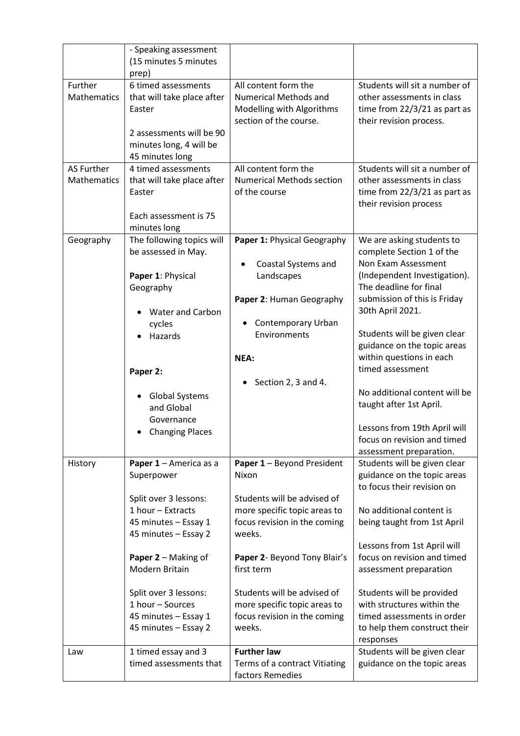| | | | |
|---|---|---|---|
| | - Speaking assessment (15 minutes 5 minutes prep) | | |
| Further Mathematics | 6 timed assessments that will take place after Easter<br><br>2 assessments will be 90 minutes long, 4 will be 45 minutes long | All content form the Numerical Methods and Modelling with Algorithms section of the course. | Students will sit a number of other assessments in class time from 22/3/21 as part as their revision process. |
| AS Further Mathematics | 4 timed assessments that will take place after Easter<br><br>Each assessment is 75 minutes long | All content form the Numerical Methods section of the course | Students will sit a number of other assessments in class time from 22/3/21 as part as their revision process |
| Geography | The following topics will be assessed in May.<br><br>**Paper 1**: Physical Geography<br><br>• Water and Carbon cycles<br>• Hazards<br><br>**Paper 2:**<br><br>• Global Systems and Global Governance<br>• Changing Places | **Paper 1:** Physical Geography<br><br>• Coastal Systems and Landscapes<br><br>**Paper 2**: Human Geography<br><br>• Contemporary Urban Environments<br><br>**NEA:**<br><br>• Section 2, 3 and 4. | We are asking students to complete Section 1 of the Non Exam Assessment (Independent Investigation). The deadline for final submission of this is Friday 30th April 2021.<br><br>Students will be given clear guidance on the topic areas within questions in each timed assessment<br><br>No additional content will be taught after 1st April.<br><br>Lessons from 19th April will focus on revision and timed assessment preparation. |
| History | **Paper 1** – America as a Superpower<br><br>Split over 3 lessons:<br>1 hour – Extracts<br>45 minutes – Essay 1<br>45 minutes – Essay 2<br><br>**Paper 2** – Making of Modern Britain<br><br>Split over 3 lessons:<br>1 hour – Sources<br>45 minutes – Essay 1<br>45 minutes – Essay 2 | **Paper 1** – Beyond President Nixon<br><br>Students will be advised of more specific topic areas to focus revision in the coming weeks.<br><br>**Paper 2**- Beyond Tony Blair's first term<br><br>Students will be advised of more specific topic areas to focus revision in the coming weeks. | Students will be given clear guidance on the topic areas to focus their revision on<br><br>No additional content is being taught from 1st April<br><br>Lessons from 1st April will focus on revision and timed assessment preparation<br><br>Students will be provided with structures within the timed assessments in order to help them construct their responses |
| Law | 1 timed essay and 3 timed assessments that | **Further law**<br>Terms of a contract Vitiating factors Remedies | Students will be given clear guidance on the topic areas |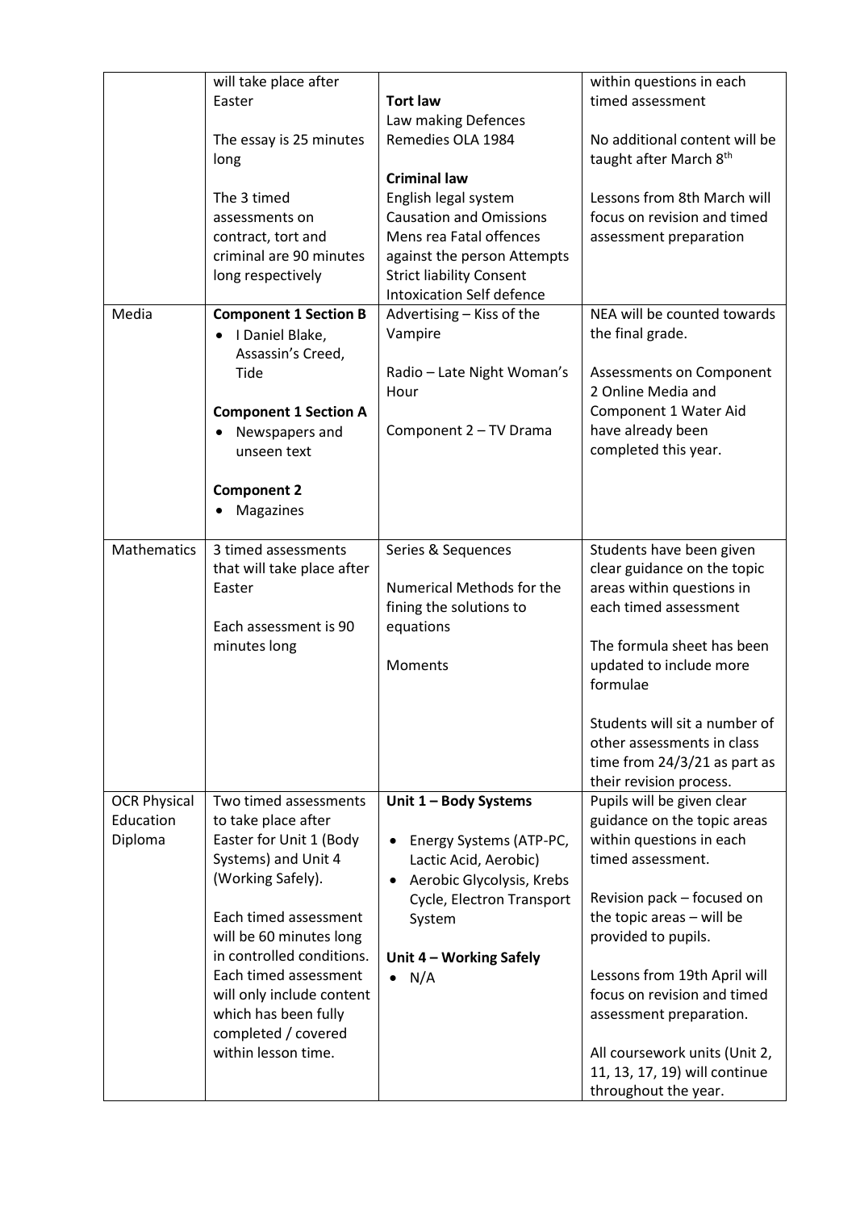| | | | |
|---|---|---|---|
| | will take place after Easter<br><br>The essay is 25 minutes long<br><br>The 3 timed assessments on contract, tort and criminal are 90 minutes long respectively | **Tort law**<br>Law making Defences Remedies OLA 1984<br><br>**Criminal law**<br>English legal system Causation and Omissions Mens rea Fatal offences against the person Attempts Strict liability Consent Intoxication Self defence | within questions in each timed assessment<br><br>No additional content will be taught after March 8th<br><br>Lessons from 8th March will focus on revision and timed assessment preparation |
| Media | **Component 1 Section B**<br>• I Daniel Blake, Assassin's Creed, Tide<br><br>**Component 1 Section A**<br>• Newspapers and unseen text<br><br>**Component 2**<br>• Magazines | Advertising – Kiss of the Vampire<br><br>Radio – Late Night Woman's Hour<br><br>Component 2 – TV Drama | NEA will be counted towards the final grade.<br><br>Assessments on Component 2 Online Media and Component 1 Water Aid have already been completed this year. |
| Mathematics | 3 timed assessments that will take place after Easter<br><br>Each assessment is 90 minutes long | Series & Sequences<br><br>Numerical Methods for the fining the solutions to equations<br><br>Moments | Students have been given clear guidance on the topic areas within questions in each timed assessment<br><br>The formula sheet has been updated to include more formulae<br><br>Students will sit a number of other assessments in class time from 24/3/21 as part as their revision process. |
| OCR Physical Education Diploma | Two timed assessments to take place after Easter for Unit 1 (Body Systems) and Unit 4 (Working Safely).<br><br>Each timed assessment will be 60 minutes long in controlled conditions. Each timed assessment will only include content which has been fully completed / covered within lesson time. | **Unit 1 – Body Systems**<br><br>• Energy Systems (ATP-PC, Lactic Acid, Aerobic)<br>• Aerobic Glycolysis, Krebs Cycle, Electron Transport System<br><br>**Unit 4 – Working Safely**<br>• N/A | Pupils will be given clear guidance on the topic areas within questions in each timed assessment.<br><br>Revision pack – focused on the topic areas – will be provided to pupils.<br><br>Lessons from 19th April will focus on revision and timed assessment preparation.<br><br>All coursework units (Unit 2, 11, 13, 17, 19) will continue throughout the year. |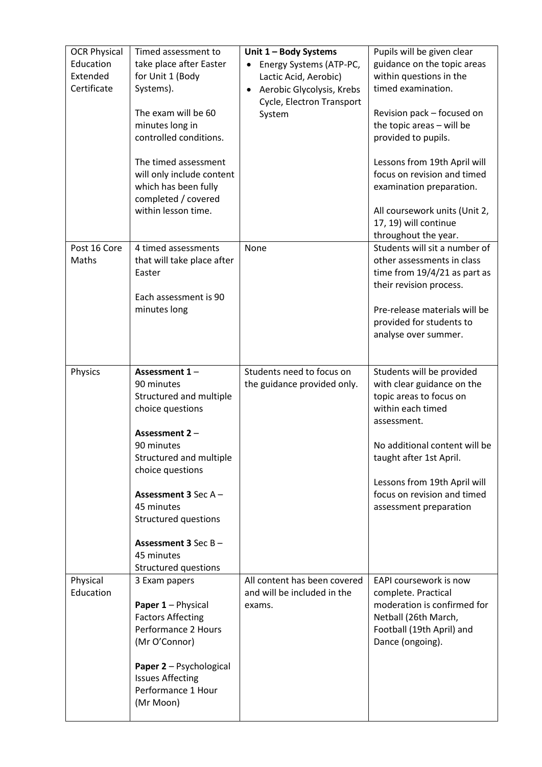| OCR Physical Education Extended Certificate | Timed assessment to take place after Easter for Unit 1 (Body Systems).<br><br>The exam will be 60 minutes long in controlled conditions.<br><br>The timed assessment will only include content which has been fully completed / covered within lesson time. | **Unit 1 – Body Systems**<br>• Energy Systems (ATP-PC, Lactic Acid, Aerobic)<br>• Aerobic Glycolysis, Krebs Cycle, Electron Transport System | Pupils will be given clear guidance on the topic areas within questions in the timed examination.<br><br>Revision pack – focused on the topic areas – will be provided to pupils.<br><br>Lessons from 19th April will focus on revision and timed examination preparation.<br><br>All coursework units (Unit 2, 17, 19) will continue throughout the year. |
|---|---|---|---|
| Post 16 Core Maths | 4 timed assessments that will take place after Easter<br><br>Each assessment is 90 minutes long | None | Students will sit a number of other assessments in class time from 19/4/21 as part as their revision process.<br><br>Pre-release materials will be provided for students to analyse over summer. |
| Physics | **Assessment 1** –<br>90 minutes<br>Structured and multiple choice questions<br><br>**Assessment 2** –<br>90 minutes<br>Structured and multiple choice questions<br><br>**Assessment 3** Sec A –<br>45 minutes<br>Structured questions<br><br>**Assessment 3** Sec B –<br>45 minutes<br>Structured questions | Students need to focus on the guidance provided only. | Students will be provided with clear guidance on the topic areas to focus on within each timed assessment.<br><br>No additional content will be taught after 1st April.<br><br>Lessons from 19th April will focus on revision and timed assessment preparation |
| Physical Education | 3 Exam papers<br><br>**Paper 1** – Physical Factors Affecting Performance 2 Hours (Mr O'Connor)<br><br>**Paper 2** – Psychological Issues Affecting Performance 1 Hour (Mr Moon) | All content has been covered and will be included in the exams. | EAPI coursework is now complete. Practical moderation is confirmed for Netball (26th March, Football (19th April) and Dance (ongoing). |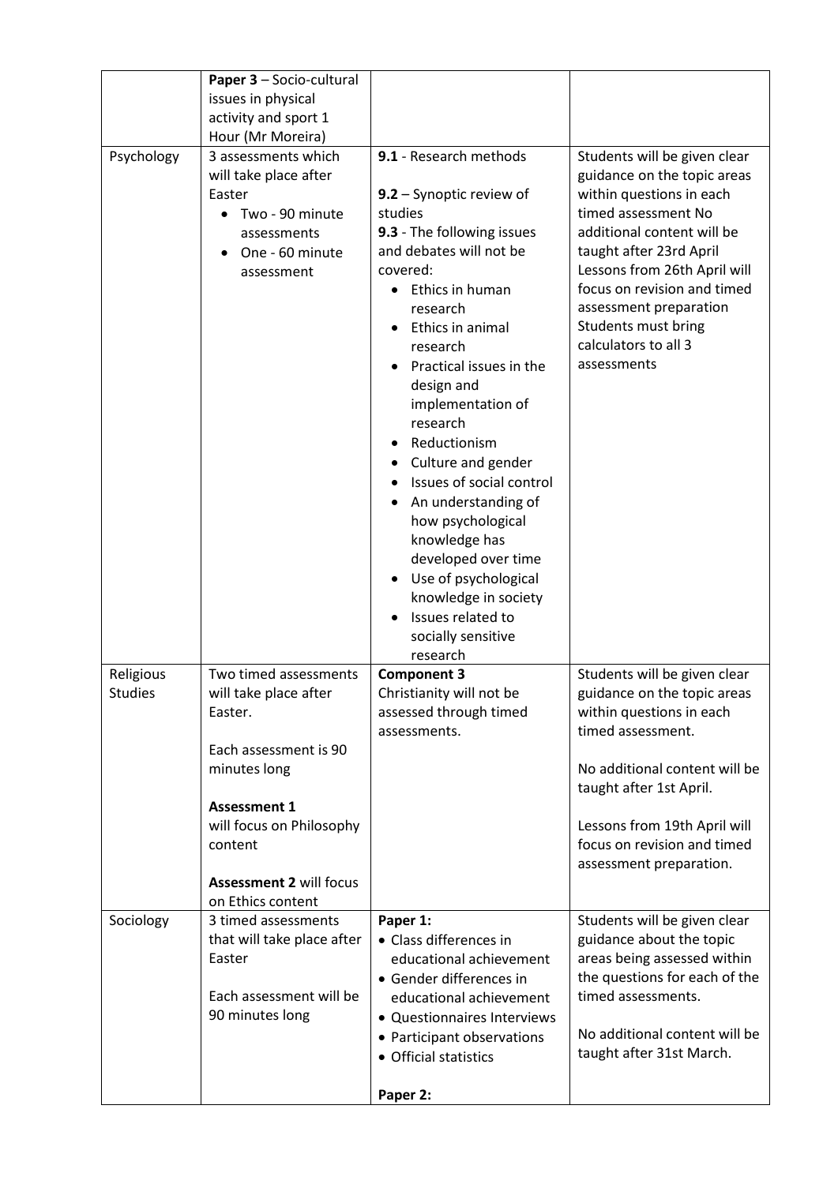| | | | |
|---|---|---|---|
| | **Paper 3** – Socio-cultural issues in physical activity and sport 1 Hour (Mr Moreira) | | |
| Psychology | 3 assessments which will take place after Easter<br>• Two - 90 minute assessments<br>• One - 60 minute assessment | **9.1** - Research methods<br><br>**9.2** – Synoptic review of studies<br>**9.3** - The following issues and debates will not be covered:<br>• Ethics in human research<br>• Ethics in animal research<br>• Practical issues in the design and implementation of research<br>• Reductionism<br>• Culture and gender<br>• Issues of social control<br>• An understanding of how psychological knowledge has developed over time<br>• Use of psychological knowledge in society<br>• Issues related to socially sensitive research | Students will be given clear guidance on the topic areas within questions in each timed assessment No additional content will be taught after 23rd April Lessons from 26th April will focus on revision and timed assessment preparation Students must bring calculators to all 3 assessments |
| Religious Studies | Two timed assessments will take place after Easter.<br><br>Each assessment is 90 minutes long<br><br>**Assessment 1** will focus on Philosophy content<br><br>**Assessment 2** will focus on Ethics content | **Component 3**<br>Christianity will not be assessed through timed assessments. | Students will be given clear guidance on the topic areas within questions in each timed assessment.<br><br>No additional content will be taught after 1st April.<br><br>Lessons from 19th April will focus on revision and timed assessment preparation. |
| Sociology | 3 timed assessments that will take place after Easter<br><br>Each assessment will be 90 minutes long | **Paper 1:**<br>• Class differences in educational achievement<br>• Gender differences in educational achievement<br>• Questionnaires Interviews<br>• Participant observations<br>• Official statistics<br><br>**Paper 2:** | Students will be given clear guidance about the topic areas being assessed within the questions for each of the timed assessments.<br><br>No additional content will be taught after 31st March. |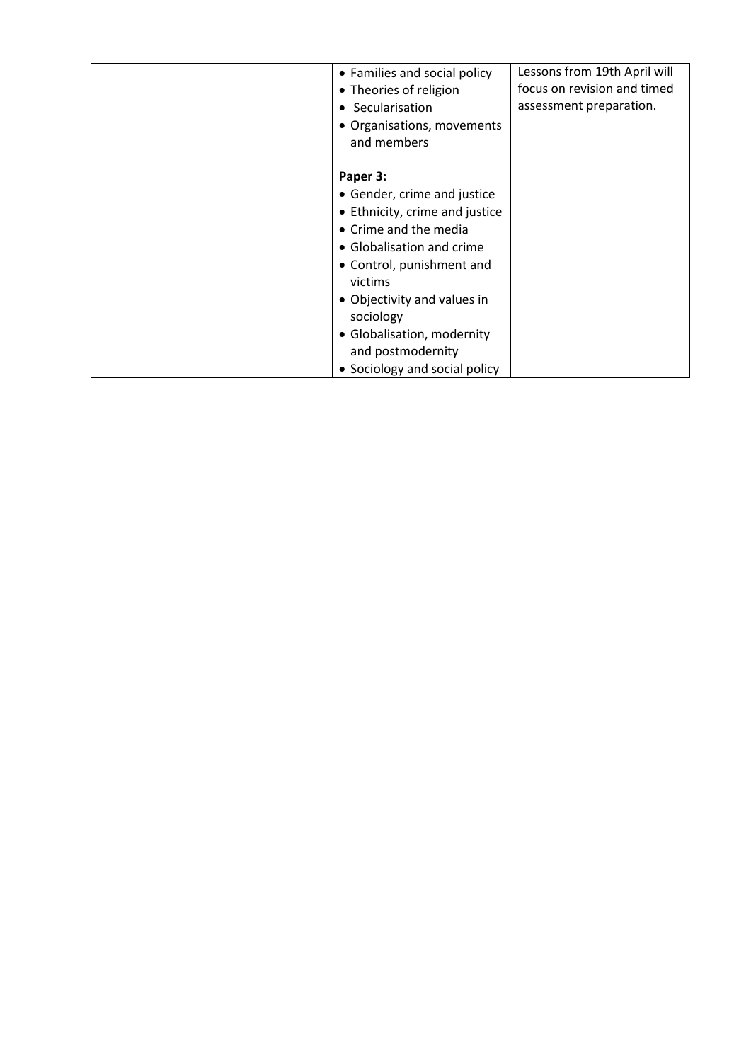| | | | |
|---|---|---|---|
| | | • Families and social policy<br>• Theories of religion<br>• Secularisation<br>• Organisations, movements and members<br><br>**Paper 3:**<br>• Gender, crime and justice<br>• Ethnicity, crime and justice<br>• Crime and the media<br>• Globalisation and crime<br>• Control, punishment and victims<br>• Objectivity and values in sociology<br>• Globalisation, modernity and postmodernity<br>• Sociology and social policy | Lessons from 19th April will focus on revision and timed assessment preparation. |